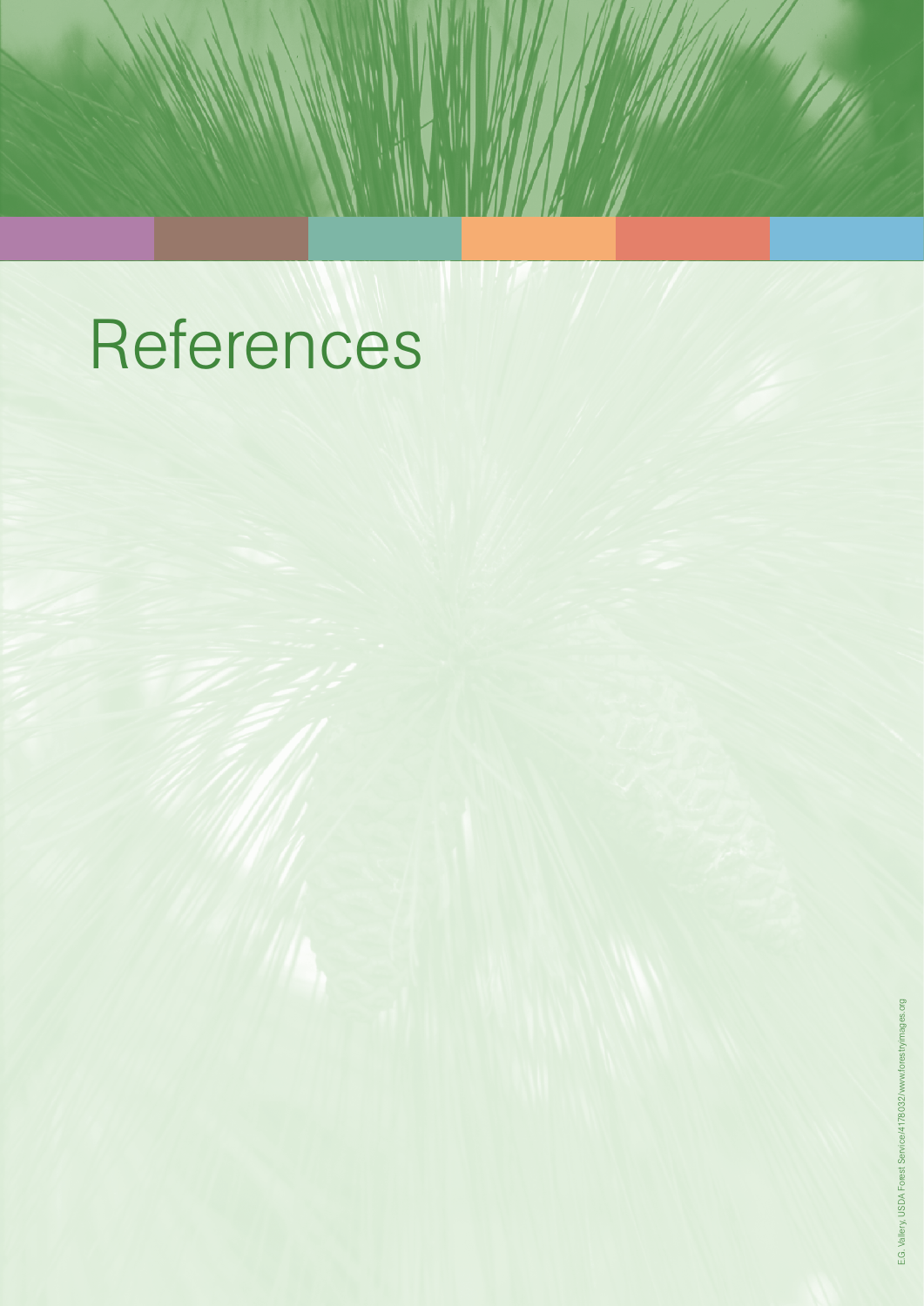# References

E.G. Vallery, USDA Forest Service/4178032/www.forestryimages.org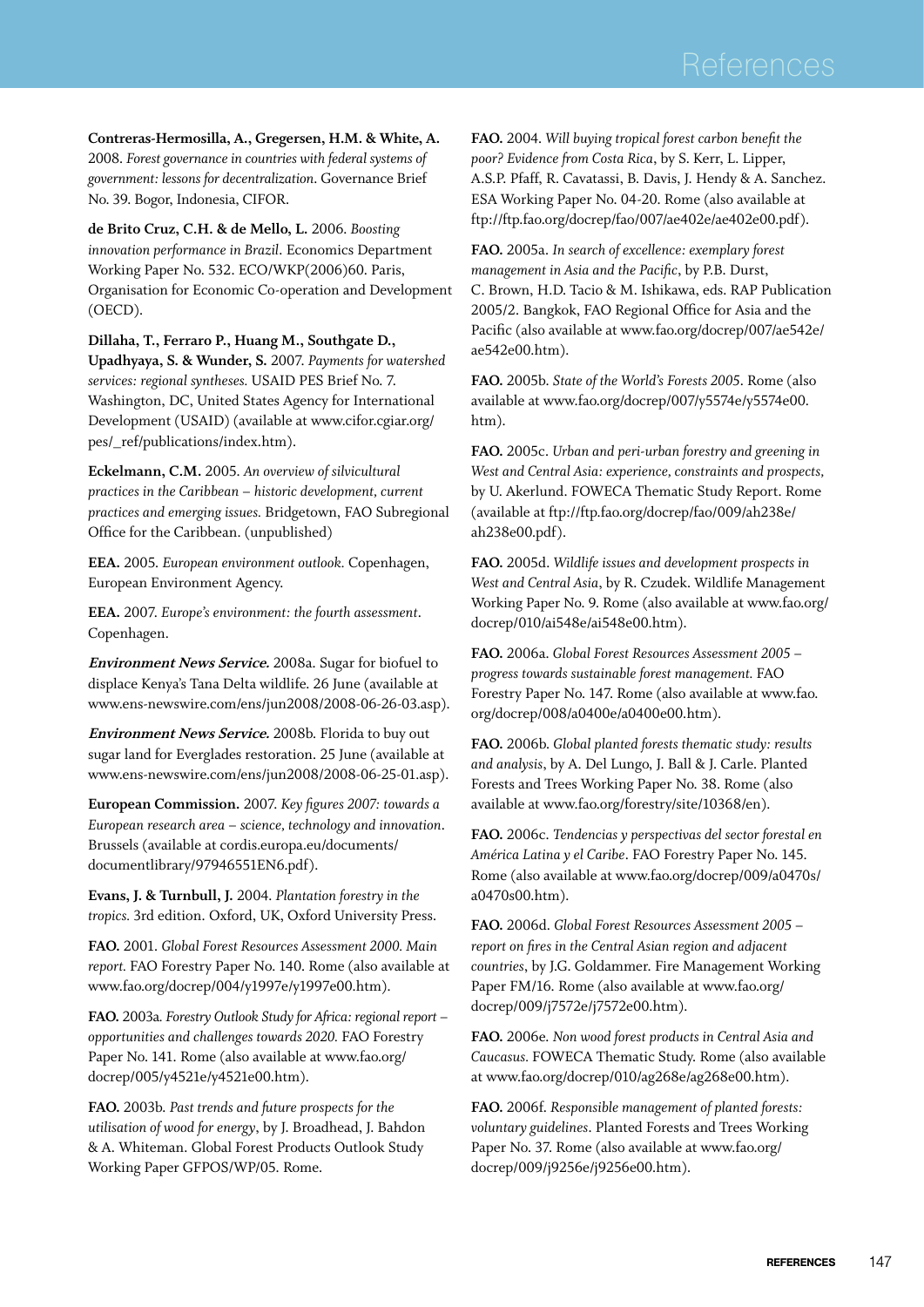**Contreras-Hermosilla, A., Gregersen, H.M. & White, A.** 2008. *Forest governance in countries with federal systems of government: lessons for decentralization*. Governance Brief No. 39. Bogor, Indonesia, CIFOR.

**de Brito Cruz, C.H. & de Mello, L.** 2006. *Boosting innovation performance in Brazil*. Economics Department Working Paper No. 532. ECO/WKP(2006)60. Paris, Organisation for Economic Co-operation and Development (OECD).

**Dillaha, T., Ferraro P., Huang M., Southgate D., Upadhyaya, S. & Wunder, S.** 2007. *Payments for watershed services: regional syntheses.* USAID PES Brief No. 7. Washington, DC, United States Agency for International Development (USAID) (available at www.cifor.cgiar.org/pes/_ref/publications/index.htm).

**Eckelmann, C.M.** 2005. *An overview of silvicultural practices in the Caribbean – historic development, current practices and emerging issues.* Bridgetown, FAO Subregional Office for the Caribbean. (unpublished)

**EEA.** 2005. *European environment outlook.* Copenhagen, European Environment Agency.

**EEA.** 2007. *Europe's environment: the fourth assessment*. Copenhagen.

***Environment News Service.*** 2008a. Sugar for biofuel to displace Kenya's Tana Delta wildlife. 26 June (available at www.ens-newswire.com/ens/jun2008/2008-06-26-03.asp).

***Environment News Service.*** 2008b. Florida to buy out sugar land for Everglades restoration. 25 June (available at www.ens-newswire.com/ens/jun2008/2008-06-25-01.asp).

**European Commission.** 2007. *Key figures 2007: towards a European research area – science, technology and innovation*. Brussels (available at cordis.europa.eu/documents/documentlibrary/97946551EN6.pdf).

**Evans, J. & Turnbull, J.** 2004. *Plantation forestry in the tropics.* 3rd edition. Oxford, UK, Oxford University Press.

**FAO.** 2001. *Global Forest Resources Assessment 2000. Main report.* FAO Forestry Paper No. 140. Rome (also available at www.fao.org/docrep/004/y1997e/y1997e00.htm).

**FAO.** 2003a*. Forestry Outlook Study for Africa: regional report – opportunities and challenges towards 2020.* FAO Forestry Paper No. 141. Rome (also available at www.fao.org/docrep/005/y4521e/y4521e00.htm).

**FAO.** 2003b. *Past trends and future prospects for the utilisation of wood for energy*, by J. Broadhead, J. Bahdon & A. Whiteman. Global Forest Products Outlook Study Working Paper GFPOS/WP/05. Rome.

**FAO.** 2004. *Will buying tropical forest carbon benefit the poor? Evidence from Costa Rica*, by S. Kerr, L. Lipper, A.S.P. Pfaff, R. Cavatassi, B. Davis, J. Hendy & A. Sanchez. ESA Working Paper No. 04-20. Rome (also available at ftp://ftp.fao.org/docrep/fao/007/ae402e/ae402e00.pdf).

**FAO.** 2005a. *In search of excellence: exemplary forest management in Asia and the Pacific*, by P.B. Durst, C. Brown, H.D. Tacio & M. Ishikawa, eds. RAP Publication 2005/2. Bangkok, FAO Regional Office for Asia and the Pacific (also available at www.fao.org/docrep/007/ae542e/ae542e00.htm).

**FAO.** 2005b. *State of the World's Forests 2005*. Rome (also available at www.fao.org/docrep/007/y5574e/y5574e00.htm).

**FAO.** 2005c. *Urban and peri-urban forestry and greening in West and Central Asia: experience, constraints and prospects*, by U. Akerlund. FOWECA Thematic Study Report. Rome (available at ftp://ftp.fao.org/docrep/fao/009/ah238e/ah238e00.pdf).

**FAO.** 2005d. *Wildlife issues and development prospects in West and Central Asia*, by R. Czudek. Wildlife Management Working Paper No. 9. Rome (also available at www.fao.org/docrep/010/ai548e/ai548e00.htm).

**FAO.** 2006a. *Global Forest Resources Assessment 2005 – progress towards sustainable forest management.* FAO Forestry Paper No. 147. Rome (also available at www.fao.org/docrep/008/a0400e/a0400e00.htm).

**FAO.** 2006b. *Global planted forests thematic study: results and analysis*, by A. Del Lungo, J. Ball & J. Carle. Planted Forests and Trees Working Paper No. 38. Rome (also available at www.fao.org/forestry/site/10368/en).

**FAO.** 2006c. *Tendencias y perspectivas del sector forestal en América Latina y el Caribe*. FAO Forestry Paper No. 145. Rome (also available at www.fao.org/docrep/009/a0470s/a0470s00.htm).

**FAO.** 2006d. *Global Forest Resources Assessment 2005 – report on fires in the Central Asian region and adjacent countries*, by J.G. Goldammer. Fire Management Working Paper FM/16. Rome (also available at www.fao.org/docrep/009/j7572e/j7572e00.htm).

**FAO.** 2006e*. Non wood forest products in Central Asia and Caucasus.* FOWECA Thematic Study. Rome (also available at www.fao.org/docrep/010/ag268e/ag268e00.htm).

**FAO.** 2006f. *Responsible management of planted forests: voluntary guidelines*. Planted Forests and Trees Working Paper No. 37. Rome (also available at www.fao.org/docrep/009/j9256e/j9256e00.htm).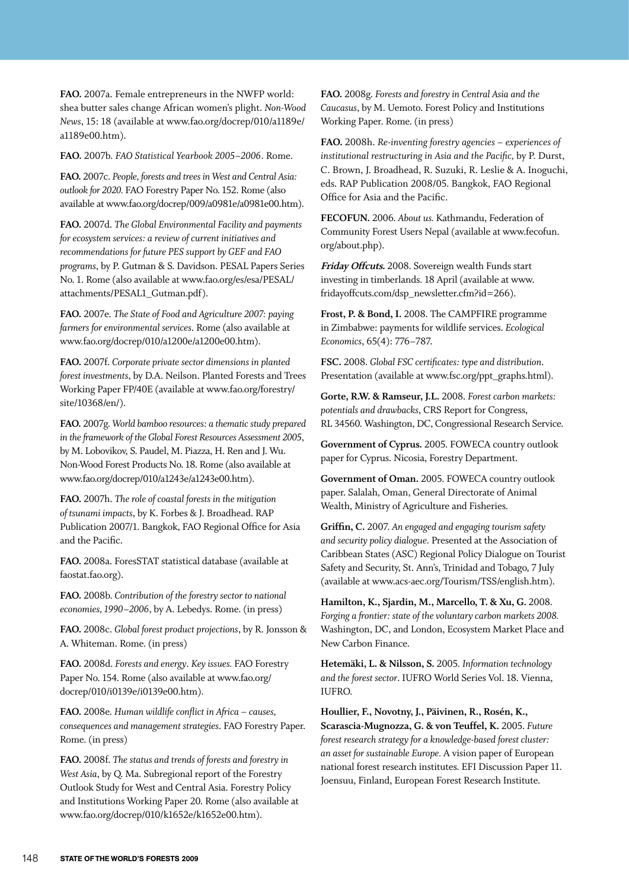**FAO.** 2007a. Female entrepreneurs in the NWFP world: shea butter sales change African women's plight. *Non-Wood News*, 15: 18 (available at www.fao.org/docrep/010/a1189e/a1189e00.htm).

**FAO.** 2007b. *FAO Statistical Yearbook 2005–2006*. Rome.

**FAO.** 2007c. *People, forests and trees in West and Central Asia: outlook for 2020.* FAO Forestry Paper No. 152. Rome (also available at www.fao.org/docrep/009/a0981e/a0981e00.htm).

**FAO.** 2007d. *The Global Environmental Facility and payments for ecosystem services: a review of current initiatives and recommendations for future PES support by GEF and FAO programs*, by P. Gutman & S. Davidson. PESAL Papers Series No. 1. Rome (also available at www.fao.org/es/esa/PESAL/attachments/PESAL1_Gutman.pdf).

**FAO.** 2007e. *The State of Food and Agriculture 2007: paying farmers for environmental services*. Rome (also available at www.fao.org/docrep/010/a1200e/a1200e00.htm).

**FAO.** 2007f. *Corporate private sector dimensions in planted forest investments*, by D.A. Neilson. Planted Forests and Trees Working Paper FP/40E (available at www.fao.org/forestry/site/10368/en/).

**FAO.** 2007g. *World bamboo resources: a thematic study prepared in the framework of the Global Forest Resources Assessment 2005*, by M. Lobovikov, S. Paudel, M. Piazza, H. Ren and J. Wu. Non-Wood Forest Products No. 18. Rome (also available at www.fao.org/docrep/010/a1243e/a1243e00.htm).

**FAO.** 2007h. *The role of coastal forests in the mitigation of tsunami impacts*, by K. Forbes & J. Broadhead. RAP Publication 2007/1. Bangkok, FAO Regional Office for Asia and the Pacific.

**FAO.** 2008a. ForesSTAT statistical database (available at faostat.fao.org).

**FAO.** 2008b. *Contribution of the forestry sector to national economies, 1990–2006*, by A. Lebedys. Rome. (in press)

**FAO.** 2008c. *Global forest product projections*, by R. Jonsson & A. Whiteman. Rome. (in press)

**FAO.** 2008d. *Forests and energy*. *Key issues.* FAO Forestry Paper No. 154. Rome (also available at www.fao.org/docrep/010/i0139e/i0139e00.htm).

**FAO.** 2008e. *Human wildlife conflict in Africa – causes, consequences and management strategies*. FAO Forestry Paper. Rome. (in press)

**FAO.** 2008f. *The status and trends of forests and forestry in West Asia*, by Q. Ma. Subregional report of the Forestry Outlook Study for West and Central Asia. Forestry Policy and Institutions Working Paper 20. Rome (also available at www.fao.org/docrep/010/k1652e/k1652e00.htm).

**FAO.** 2008g. *Forests and forestry in Central Asia and the Caucasus*, by M. Uemoto. Forest Policy and Institutions Working Paper. Rome. (in press)

**FAO.** 2008h. *Re-inventing forestry agencies – experiences of institutional restructuring in Asia and the Pacific,* by P. Durst, C. Brown, J. Broadhead, R. Suzuki, R. Leslie & A. Inoguchi, eds. RAP Publication 2008/05. Bangkok, FAO Regional Office for Asia and the Pacific.

**FECOFUN.** 2006. *About us.* Kathmandu, Federation of Community Forest Users Nepal (available at www.fecofun.org/about.php).

***Friday Offcuts.*** 2008. Sovereign wealth Funds start investing in timberlands. 18 April (available at www.fridayoffcuts.com/dsp_newsletter.cfm?id=266).

**Frost, P. & Bond, I.** 2008. The CAMPFIRE programme in Zimbabwe: payments for wildlife services. *Ecological Economics*, 65(4): 776–787.

**FSC.** 2008. *Global FSC certificates: type and distribution*. Presentation (available at www.fsc.org/ppt_graphs.html).

**Gorte, R.W. & Ramseur, J.L.** 2008. *Forest carbon markets: potentials and drawbacks*, CRS Report for Congress, RL 34560. Washington, DC, Congressional Research Service.

**Government of Cyprus.** 2005. FOWECA country outlook paper for Cyprus. Nicosia, Forestry Department.

**Government of Oman.** 2005. FOWECA country outlook paper. Salalah, Oman, General Directorate of Animal Wealth, Ministry of Agriculture and Fisheries.

**Griffin, C.** 2007. *An engaged and engaging tourism safety and security policy dialogue*. Presented at the Association of Caribbean States (ASC) Regional Policy Dialogue on Tourist Safety and Security, St. Ann's, Trinidad and Tobago, 7 July (available at www.acs-aec.org/Tourism/TSS/english.htm).

**Hamilton, K., Sjardin, M., Marcello, T. & Xu, G.** 2008. *Forging a frontier: state of the voluntary carbon markets 2008.* Washington, DC, and London, Ecosystem Market Place and New Carbon Finance.

**Hetemäki, L. & Nilsson, S.** 2005. *Information technology and the forest sector*. IUFRO World Series Vol. 18. Vienna, IUFRO.

**Houllier, F., Novotny, J., Päivinen, R., Rosén, K., Scarascia-Mugnozza, G. & von Teuffel, K.** 2005. *Future forest research strategy for a knowledge-based forest cluster: an asset for sustainable Europe*. A vision paper of European national forest research institutes. EFI Discussion Paper 11. Joensuu, Finland, European Forest Research Institute.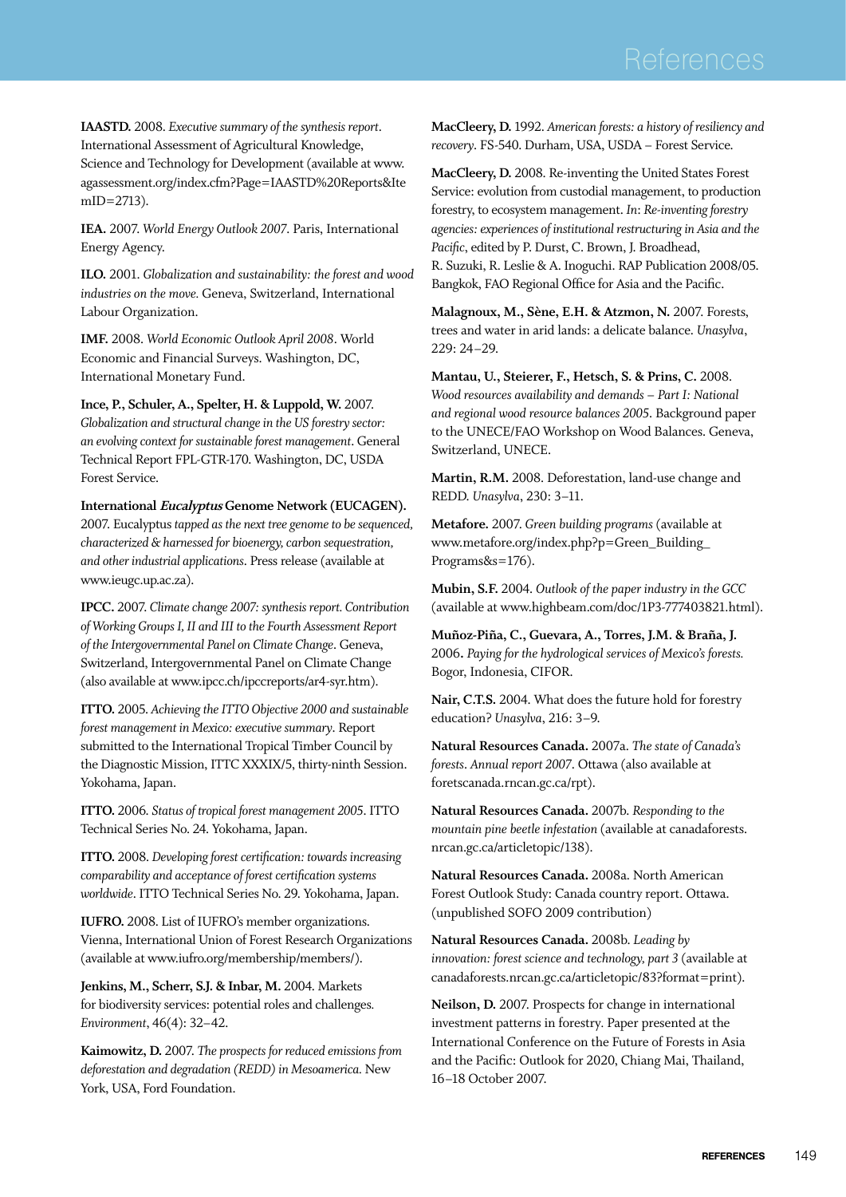**IAASTD.** 2008. *Executive summary of the synthesis report*. International Assessment of Agricultural Knowledge, Science and Technology for Development (available at www.agassessment.org/index.cfm?Page=IAASTD%20Reports&ItemID=2713).

**IEA.** 2007. *World Energy Outlook 2007*. Paris, International Energy Agency.

**ILO.** 2001. *Globalization and sustainability: the forest and wood industries on the move.* Geneva, Switzerland, International Labour Organization.

**IMF.** 2008. *World Economic Outlook April 2008*. World Economic and Financial Surveys. Washington, DC, International Monetary Fund.

**Ince, P., Schuler, A., Spelter, H. & Luppold, W.** 2007. *Globalization and structural change in the US forestry sector: an evolving context for sustainable forest management*. General Technical Report FPL-GTR-170. Washington, DC, USDA Forest Service.

**International *Eucalyptus* Genome Network (EUCAGEN).** 2007. Eucalyptus *tapped as the next tree genome to be sequenced, characterized & harnessed for bioenergy, carbon sequestration, and other industrial applications*. Press release (available at www.ieugc.up.ac.za).

**IPCC.** 2007. *Climate change 2007: synthesis report. Contribution of Working Groups I, II and III to the Fourth Assessment Report of the Intergovernmental Panel on Climate Change*. Geneva, Switzerland, Intergovernmental Panel on Climate Change (also available at www.ipcc.ch/ipccreports/ar4-syr.htm).

**ITTO.** 2005. *Achieving the ITTO Objective 2000 and sustainable forest management in Mexico: executive summary*. Report submitted to the International Tropical Timber Council by the Diagnostic Mission, ITTC XXXIX/5, thirty-ninth Session. Yokohama, Japan.

**ITTO.** 2006. *Status of tropical forest management 2005*. ITTO Technical Series No. 24. Yokohama, Japan.

**ITTO.** 2008. *Developing forest certification: towards increasing comparability and acceptance of forest certification systems worldwide*. ITTO Technical Series No. 29. Yokohama, Japan.

**IUFRO.** 2008. List of IUFRO's member organizations. Vienna, International Union of Forest Research Organizations (available at www.iufro.org/membership/members/).

**Jenkins, M., Scherr, S.J. & Inbar, M.** 2004. Markets for biodiversity services: potential roles and challenges. *Environment*, 46(4): 32–42.

**Kaimowitz, D.** 2007. *The prospects for reduced emissions from deforestation and degradation (REDD) in Mesoamerica.* New York, USA, Ford Foundation.

**MacCleery, D.** 1992. *American forests: a history of resiliency and recovery*. FS-540. Durham, USA, USDA – Forest Service.

**MacCleery, D.** 2008. Re-inventing the United States Forest Service: evolution from custodial management, to production forestry, to ecosystem management. *In*: *Re-inventing forestry agencies: experiences of institutional restructuring in Asia and the Pacific*, edited by P. Durst, C. Brown, J. Broadhead, R. Suzuki, R. Leslie & A. Inoguchi. RAP Publication 2008/05. Bangkok, FAO Regional Office for Asia and the Pacific.

**Malagnoux, M., Sène, E.H. & Atzmon, N.** 2007. Forests, trees and water in arid lands: a delicate balance. *Unasylva*, 229: 24–29.

**Mantau, U., Steierer, F., Hetsch, S. & Prins, C.** 2008. *Wood resources availability and demands – Part I: National and regional wood resource balances 2005*. Background paper to the UNECE/FAO Workshop on Wood Balances. Geneva, Switzerland, UNECE.

**Martin, R.M.** 2008. Deforestation, land-use change and REDD. *Unasylva*, 230: 3–11.

**Metafore.** 2007. *Green building programs* (available at www.metafore.org/index.php?p=Green_Building_Programs&s=176).

**Mubin, S.F.** 2004. *Outlook of the paper industry in the GCC* (available at www.highbeam.com/doc/1P3-777403821.html).

**Muñoz-Piña, C., Guevara, A., Torres, J.M. & Braña, J.** 2006. *Paying for the hydrological services of Mexico's forests.* Bogor, Indonesia, CIFOR.

**Nair, C.T.S.** 2004. What does the future hold for forestry education? *Unasylva*, 216: 3–9.

**Natural Resources Canada.** 2007a. *The state of Canada's forests*. *Annual report 2007*. Ottawa (also available at foretscanada.rncan.gc.ca/rpt).

**Natural Resources Canada.** 2007b. *Responding to the mountain pine beetle infestation* (available at canadaforests.nrcan.gc.ca/articletopic/138).

**Natural Resources Canada.** 2008a. North American Forest Outlook Study: Canada country report. Ottawa. (unpublished SOFO 2009 contribution)

**Natural Resources Canada.** 2008b. *Leading by innovation: forest science and technology, part 3* (available at canadaforests.nrcan.gc.ca/articletopic/83?format=print).

**Neilson, D.** 2007. Prospects for change in international investment patterns in forestry. Paper presented at the International Conference on the Future of Forests in Asia and the Pacific: Outlook for 2020, Chiang Mai, Thailand, 16–18 October 2007.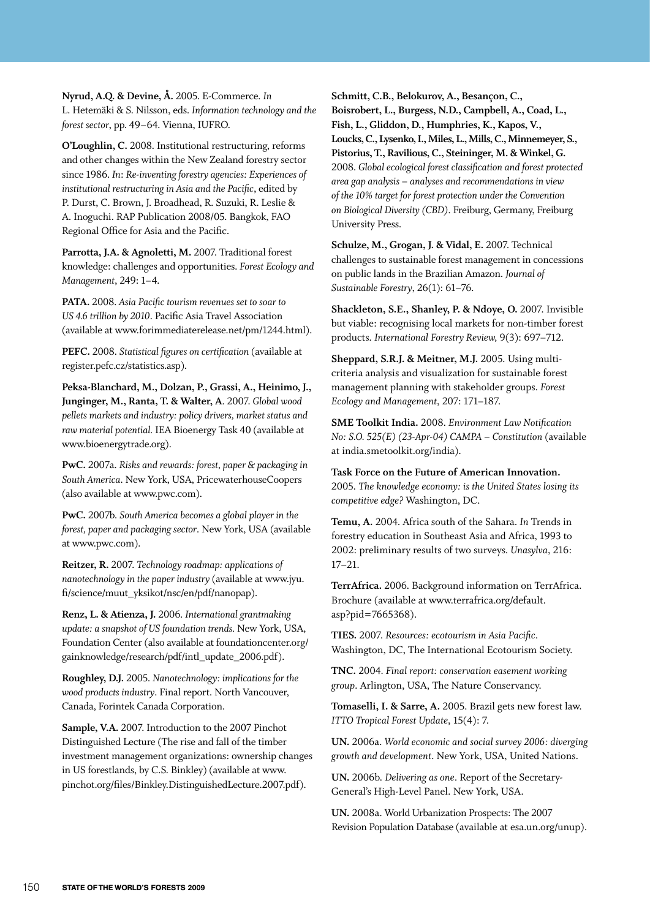**Nyrud, A.Q. & Devine, Å.** 2005. E-Commerce. *In* L. Hetemäki & S. Nilsson, eds. *Information technology and the forest sector*, pp. 49–64. Vienna, IUFRO.

**O'Loughlin, C.** 2008. Institutional restructuring, reforms and other changes within the New Zealand forestry sector since 1986. *In*: *Re-inventing forestry agencies: Experiences of institutional restructuring in Asia and the Pacific*, edited by P. Durst, C. Brown, J. Broadhead, R. Suzuki, R. Leslie & A. Inoguchi. RAP Publication 2008/05. Bangkok, FAO Regional Office for Asia and the Pacific.

**Parrotta, J.A. & Agnoletti, M.** 2007. Traditional forest knowledge: challenges and opportunities. *Forest Ecology and Management*, 249: 1–4.

**PATA.** 2008. *Asia Pacific tourism revenues set to soar to US 4.6 trillion by 2010*. Pacific Asia Travel Association (available at www.forimmediaterelease.net/pm/1244.html).

**PEFC.** 2008. *Statistical figures on certification* (available at register.pefc.cz/statistics.asp).

**Peksa-Blanchard, M., Dolzan, P., Grassi, A., Heinimo, J., Junginger, M., Ranta, T. & Walter, A**. 2007. *Global wood pellets markets and industry: policy drivers, market status and raw material potential.* IEA Bioenergy Task 40 (available at www.bioenergytrade.org).

**PwC.** 2007a. *Risks and rewards: forest, paper & packaging in South America*. New York, USA, PricewaterhouseCoopers (also available at www.pwc.com).

**PwC.** 2007b. *South America becomes a global player in the forest, paper and packaging sector*. New York, USA (available at www.pwc.com).

**Reitzer, R.** 2007. *Technology roadmap: applications of nanotechnology in the paper industry* (available at www.jyu.fi/science/muut_yksikot/nsc/en/pdf/nanopap).

**Renz, L. & Atienza, J.** 2006. *International grantmaking update: a snapshot of US foundation trends.* New York, USA, Foundation Center (also available at foundationcenter.org/gainknowledge/research/pdf/intl_update_2006.pdf).

**Roughley, D.J.** 2005. *Nanotechnology: implications for the wood products industry*. Final report. North Vancouver, Canada, Forintek Canada Corporation.

**Sample, V.A.** 2007. Introduction to the 2007 Pinchot Distinguished Lecture (The rise and fall of the timber investment management organizations: ownership changes in US forestlands, by C.S. Binkley) (available at www.pinchot.org/files/Binkley.DistinguishedLecture.2007.pdf).

**Schmitt, C.B., Belokurov, A., Besançon, C., Boisrobert, L., Burgess, N.D., Campbell, A., Coad, L., Fish, L., Gliddon, D., Humphries, K., Kapos, V., Loucks, C., Lysenko, I., Miles, L., Mills, C., Minnemeyer, S., Pistorius, T., Ravilious, C., Steininger, M. & Winkel, G.** 2008. *Global ecological forest classification and forest protected area gap analysis – analyses and recommendations in view of the 10% target for forest protection under the Convention on Biological Diversity (CBD)*. Freiburg, Germany, Freiburg University Press.

**Schulze, M., Grogan, J. & Vidal, E.** 2007. Technical challenges to sustainable forest management in concessions on public lands in the Brazilian Amazon. *Journal of Sustainable Forestry*, 26(1): 61–76.

**Shackleton, S.E., Shanley, P. & Ndoye, O.** 2007. Invisible but viable: recognising local markets for non-timber forest products. *International Forestry Review,* 9(3): 697–712.

**Sheppard, S.R.J. & Meitner, M.J.** 2005. Using multi-criteria analysis and visualization for sustainable forest management planning with stakeholder groups. *Forest Ecology and Management*, 207: 171–187.

**SME Toolkit India.** 2008. *Environment Law Notification No: S.O. 525(E) (23-Apr-04) CAMPA – Constitution* (available at india.smetoolkit.org/india).

**Task Force on the Future of American Innovation.** 2005. *The knowledge economy: is the United States losing its competitive edge?* Washington, DC.

**Temu, A.** 2004. Africa south of the Sahara. *In* Trends in forestry education in Southeast Asia and Africa, 1993 to 2002: preliminary results of two surveys. *Unasylva*, 216: 17–21.

**TerrAfrica.** 2006. Background information on TerrAfrica. Brochure (available at www.terrafrica.org/default.asp?pid=7665368).

**TIES.** 2007. *Resources: ecotourism in Asia Pacific*. Washington, DC, The International Ecotourism Society.

**TNC.** 2004. *Final report: conservation easement working group*. Arlington, USA, The Nature Conservancy.

**Tomaselli, I. & Sarre, A.** 2005. Brazil gets new forest law. *ITTO Tropical Forest Update*, 15(4): 7.

**UN.** 2006a. *World economic and social survey 2006: diverging growth and development*. New York, USA, United Nations.

**UN.** 2006b. *Delivering as one*. Report of the Secretary-General's High-Level Panel. New York, USA.

**UN.** 2008a. World Urbanization Prospects: The 2007 Revision Population Database (available at esa.un.org/unup).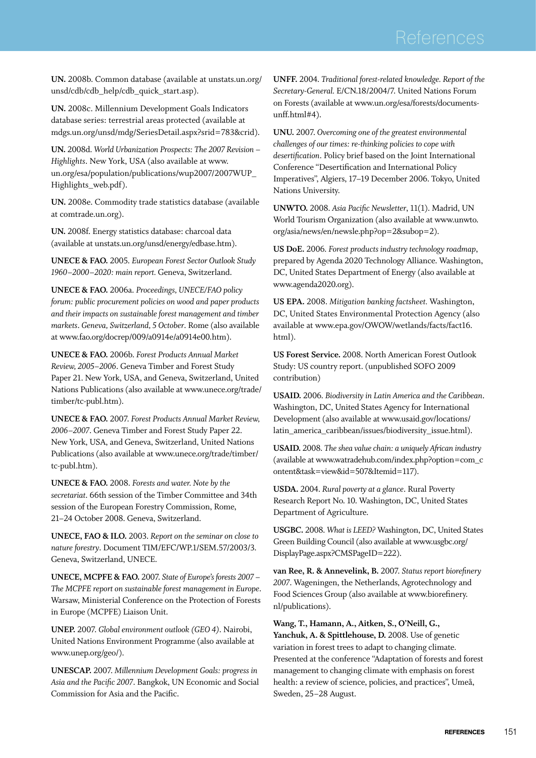**UN.** 2008b. Common database (available at unstats.un.org/unsd/cdb/cdb_help/cdb_quick_start.asp).

**UN.** 2008c. Millennium Development Goals Indicators database series: terrestrial areas protected (available at mdgs.un.org/unsd/mdg/SeriesDetail.aspx?srid=783&crid).

**UN.** 2008d. *World Urbanization Prospects: The 2007 Revision – Highlights*. New York, USA (also available at www.un.org/esa/population/publications/wup2007/2007WUP_Highlights_web.pdf).

**UN.** 2008e. Commodity trade statistics database (available at comtrade.un.org).

**UN.** 2008f. Energy statistics database: charcoal data (available at unstats.un.org/unsd/energy/edbase.htm).

**UNECE & FAO.** 2005. *European Forest Sector Outlook Study 1960–2000–2020: main report.* Geneva, Switzerland.

**UNECE & FAO.** 2006a. *Proceedings, UNECE/FAO policy forum: public procurement policies on wood and paper products and their impacts on sustainable forest management and timber markets*. *Geneva, Switzerland, 5 October*. Rome (also available at www.fao.org/docrep/009/a0914e/a0914e00.htm).

**UNECE & FAO.** 2006b. *Forest Products Annual Market Review, 2005–2006*. Geneva Timber and Forest Study Paper 21. New York, USA, and Geneva, Switzerland, United Nations Publications (also available at www.unece.org/trade/timber/tc-publ.htm).

**UNECE & FAO.** 2007. *Forest Products Annual Market Review, 2006–2007*. Geneva Timber and Forest Study Paper 22. New York, USA, and Geneva, Switzerland, United Nations Publications (also available at www.unece.org/trade/timber/tc-publ.htm).

**UNECE & FAO.** 2008. *Forests and water. Note by the secretariat*. 66th session of the Timber Committee and 34th session of the European Forestry Commission, Rome, 21–24 October 2008. Geneva, Switzerland.

**UNECE, FAO & ILO.** 2003. *Report on the seminar on close to nature forestry*. Document TIM/EFC/WP.1/SEM.57/2003/3. Geneva, Switzerland, UNECE.

**UNECE, MCPFE & FAO.** 2007. *State of Europe's forests 2007 – The MCPFE report on sustainable forest management in Europe*. Warsaw, Ministerial Conference on the Protection of Forests in Europe (MCPFE) Liaison Unit.

**UNEP.** 2007. *Global environment outlook (GEO 4)*. Nairobi, United Nations Environment Programme (also available at www.unep.org/geo/).

**UNESCAP.** 2007. *Millennium Development Goals: progress in Asia and the Pacific 2007*. Bangkok, UN Economic and Social Commission for Asia and the Pacific.

**UNFF.** 2004. *Traditional forest-related knowledge. Report of the Secretary-General.* E/CN.18/2004/7. United Nations Forum on Forests (available at www.un.org/esa/forests/documents-unff.html#4).

**UNU.** 2007. *Overcoming one of the greatest environmental challenges of our times: re-thinking policies to cope with desertification*. Policy brief based on the Joint International Conference "Desertification and International Policy Imperatives", Algiers, 17–19 December 2006. Tokyo, United Nations University.

**UNWTO.** 2008. *Asia Pacific Newsletter*, 11(1). Madrid, UN World Tourism Organization (also available at www.unwto.org/asia/news/en/newsle.php?op=2&subop=2).

**US DoE.** 2006. *Forest products industry technology roadmap*, prepared by Agenda 2020 Technology Alliance. Washington, DC, United States Department of Energy (also available at www.agenda2020.org).

**US EPA.** 2008. *Mitigation banking factsheet*. Washington, DC, United States Environmental Protection Agency (also available at www.epa.gov/OWOW/wetlands/facts/fact16.html).

**US Forest Service.** 2008. North American Forest Outlook Study: US country report. (unpublished SOFO 2009 contribution)

**USAID.** 2006. *Biodiversity in Latin America and the Caribbean*. Washington, DC, United States Agency for International Development (also available at www.usaid.gov/locations/latin_america_caribbean/issues/biodiversity_issue.html).

**USAID.** 2008. *The shea value chain: a uniquely African industry* (available at www.watradehub.com/index.php?option=com_content&task=view&id=507&Itemid=117).

**USDA.** 2004. *Rural poverty at a glance*. Rural Poverty Research Report No. 10. Washington, DC, United States Department of Agriculture.

**USGBC.** 2008. *What is LEED?* Washington, DC, United States Green Building Council (also available at www.usgbc.org/DisplayPage.aspx?CMSPageID=222).

**van Ree, R. & Annevelink, B.** 2007. *Status report biorefinery 2007*. Wageningen, the Netherlands, Agrotechnology and Food Sciences Group (also available at www.biorefinery.nl/publications).

**Wang, T., Hamann, A., Aitken, S., O'Neill, G., Yanchuk, A. & Spittlehouse, D.** 2008. Use of genetic variation in forest trees to adapt to changing climate. Presented at the conference "Adaptation of forests and forest management to changing climate with emphasis on forest health: a review of science, policies, and practices", Umeå, Sweden, 25–28 August.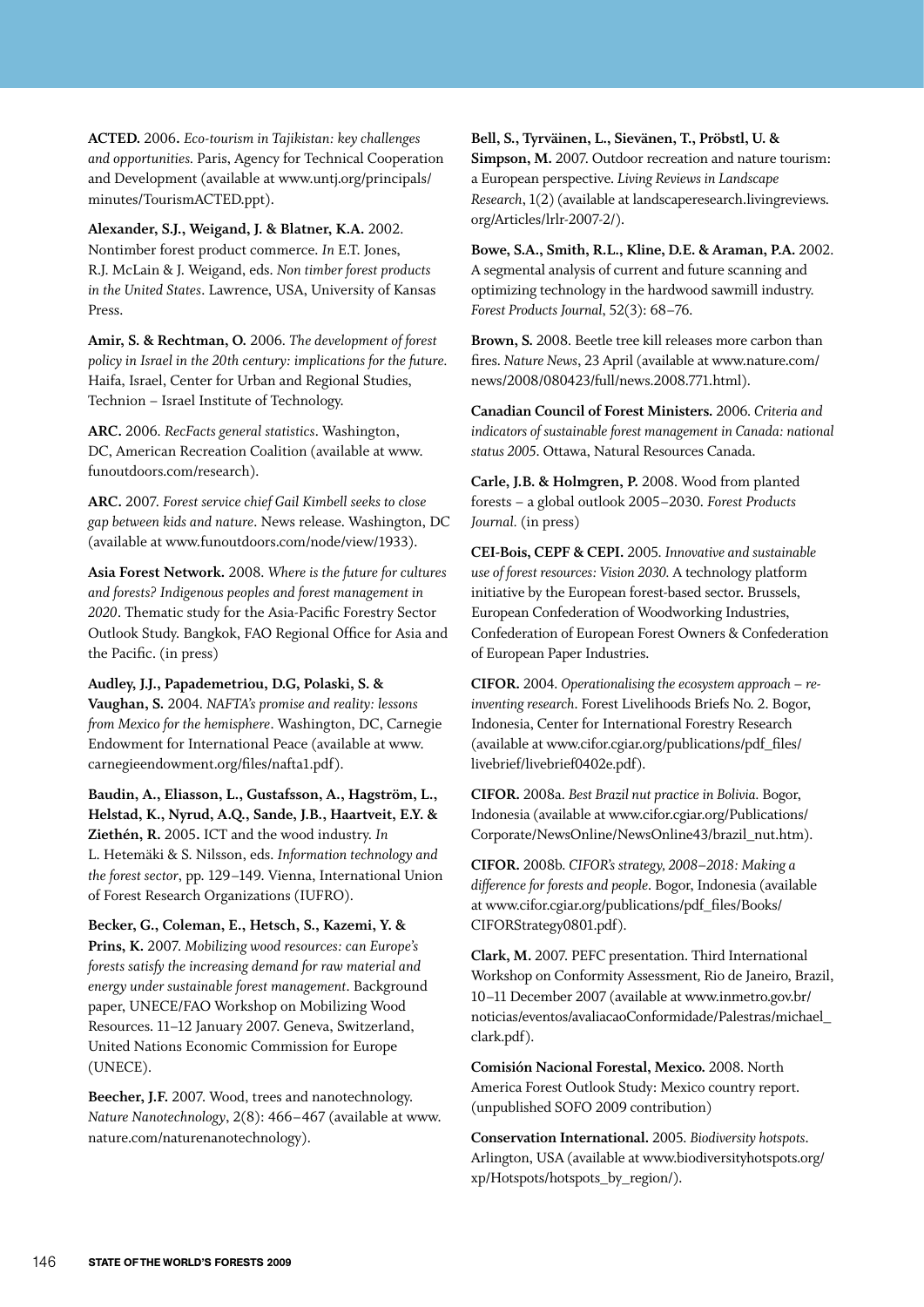**ACTED.** 2006. *Eco-tourism in Tajikistan: key challenges and opportunities.* Paris, Agency for Technical Cooperation and Development (available at www.untj.org/principals/minutes/TourismACTED.ppt).

**Alexander, S.J., Weigand, J. & Blatner, K.A.** 2002. Nontimber forest product commerce. *In* E.T. Jones, R.J. McLain & J. Weigand, eds. *Non timber forest products in the United States*. Lawrence, USA, University of Kansas Press.

**Amir, S. & Rechtman, O.** 2006. *The development of forest policy in Israel in the 20th century: implications for the future.* Haifa, Israel, Center for Urban and Regional Studies, Technion – Israel Institute of Technology.

**ARC.** 2006. *RecFacts general statistics*. Washington, DC, American Recreation Coalition (available at www.funoutdoors.com/research).

**ARC.** 2007. *Forest service chief Gail Kimbell seeks to close gap between kids and nature*. News release. Washington, DC (available at www.funoutdoors.com/node/view/1933).

**Asia Forest Network.** 2008. *Where is the future for cultures and forests? Indigenous peoples and forest management in 2020*. Thematic study for the Asia-Pacific Forestry Sector Outlook Study. Bangkok, FAO Regional Office for Asia and the Pacific. (in press)

**Audley, J.J., Papademetriou, D.G, Polaski, S. & Vaughan, S.** 2004. *NAFTA's promise and reality: lessons from Mexico for the hemisphere*. Washington, DC, Carnegie Endowment for International Peace (available at www.carnegieendowment.org/files/nafta1.pdf).

**Baudin, A., Eliasson, L., Gustafsson, A., Hagström, L., Helstad, K., Nyrud, A.Q., Sande, J.B., Haartveit, E.Y. & Ziethén, R.** 2005. ICT and the wood industry. *In* L. Hetemäki & S. Nilsson, eds. *Information technology and the forest sector*, pp. 129–149. Vienna, International Union of Forest Research Organizations (IUFRO).

**Becker, G., Coleman, E., Hetsch, S., Kazemi, Y. & Prins, K.** 2007. *Mobilizing wood resources: can Europe's forests satisfy the increasing demand for raw material and energy under sustainable forest management*. Background paper, UNECE/FAO Workshop on Mobilizing Wood Resources. 11–12 January 2007. Geneva, Switzerland, United Nations Economic Commission for Europe (UNECE).

**Beecher, J.F.** 2007. Wood, trees and nanotechnology. *Nature Nanotechnology*, 2(8): 466–467 (available at www.nature.com/naturenanotechnology).

**Bell, S., Tyrväinen, L., Sievänen, T., Pröbstl, U. & Simpson, M.** 2007. Outdoor recreation and nature tourism: a European perspective. *Living Reviews in Landscape Research*, 1(2) (available at landscaperesearch.livingreviews.org/Articles/lrlr-2007-2/).

**Bowe, S.A., Smith, R.L., Kline, D.E. & Araman, P.A.** 2002. A segmental analysis of current and future scanning and optimizing technology in the hardwood sawmill industry. *Forest Products Journal*, 52(3): 68–76.

**Brown, S.** 2008. Beetle tree kill releases more carbon than fires. *Nature News*, 23 April (available at www.nature.com/news/2008/080423/full/news.2008.771.html).

**Canadian Council of Forest Ministers.** 2006. *Criteria and indicators of sustainable forest management in Canada: national status 2005*. Ottawa, Natural Resources Canada.

**Carle, J.B. & Holmgren, P.** 2008. Wood from planted forests – a global outlook 2005–2030. *Forest Products Journal*. (in press)

**CEI-Bois, CEPF & CEPI.** 2005. *Innovative and sustainable use of forest resources: Vision 2030.* A technology platform initiative by the European forest-based sector. Brussels, European Confederation of Woodworking Industries, Confederation of European Forest Owners & Confederation of European Paper Industries.

**CIFOR.** 2004. *Operationalising the ecosystem approach – re-inventing research*. Forest Livelihoods Briefs No. 2. Bogor, Indonesia, Center for International Forestry Research (available at www.cifor.cgiar.org/publications/pdf_files/livebrief/livebrief0402e.pdf).

**CIFOR.** 2008a. *Best Brazil nut practice in Bolivia.* Bogor, Indonesia (available at www.cifor.cgiar.org/Publications/Corporate/NewsOnline/NewsOnline43/brazil_nut.htm).

**CIFOR.** 2008b. *CIFOR's strategy, 2008–2018: Making a difference for forests and people*. Bogor, Indonesia (available at www.cifor.cgiar.org/publications/pdf_files/Books/CIFORStrategy0801.pdf).

**Clark, M.** 2007. PEFC presentation. Third International Workshop on Conformity Assessment, Rio de Janeiro, Brazil, 10–11 December 2007 (available at www.inmetro.gov.br/noticias/eventos/avaliacaoConformidade/Palestras/michael_clark.pdf).

**Comisión Nacional Forestal, Mexico.** 2008. North America Forest Outlook Study: Mexico country report. (unpublished SOFO 2009 contribution)

**Conservation International.** 2005. *Biodiversity hotspots*. Arlington, USA (available at www.biodiversityhotspots.org/xp/Hotspots/hotspots_by_region/).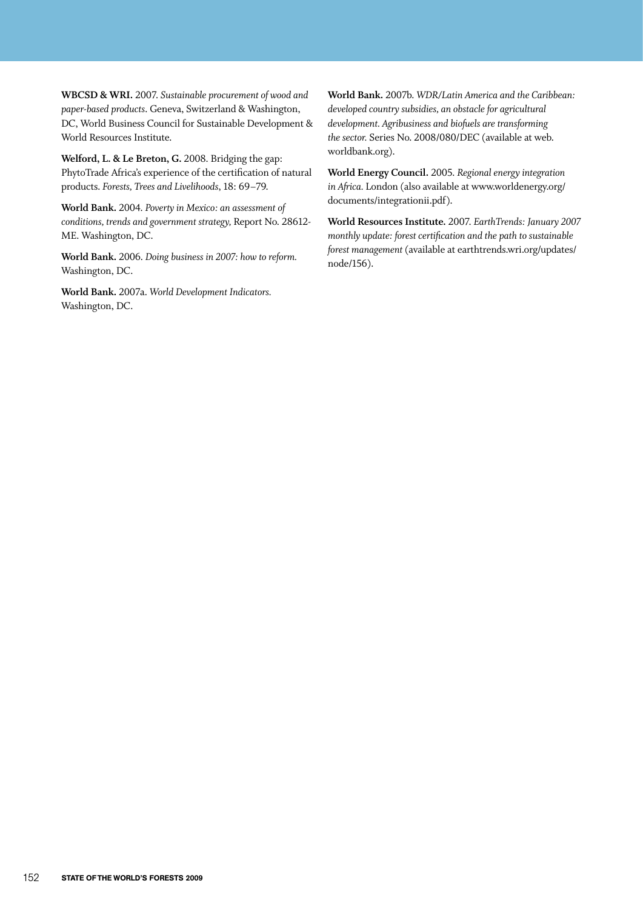**WBCSD & WRI.** 2007. *Sustainable procurement of wood and paper-based products*. Geneva, Switzerland & Washington, DC, World Business Council for Sustainable Development & World Resources Institute.

**Welford, L. & Le Breton, G.** 2008. Bridging the gap: PhytoTrade Africa's experience of the certification of natural products. *Forests, Trees and Livelihoods*, 18: 69–79.

**World Bank.** 2004. *Poverty in Mexico: an assessment of conditions, trends and government strategy,* Report No. 28612-ME. Washington, DC.

**World Bank.** 2006. *Doing business in 2007: how to reform.* Washington, DC.

**World Bank.** 2007a. *World Development Indicators.* Washington, DC.

**World Bank.** 2007b. *WDR/Latin America and the Caribbean: developed country subsidies, an obstacle for agricultural development. Agribusiness and biofuels are transforming the sector.* Series No. 2008/080/DEC (available at web.worldbank.org).

**World Energy Council.** 2005. *Regional energy integration in Africa.* London (also available at www.worldenergy.org/documents/integrationii.pdf).

**World Resources Institute.** 2007. *EarthTrends: January 2007 monthly update: forest certification and the path to sustainable forest management* (available at earthtrends.wri.org/updates/node/156).